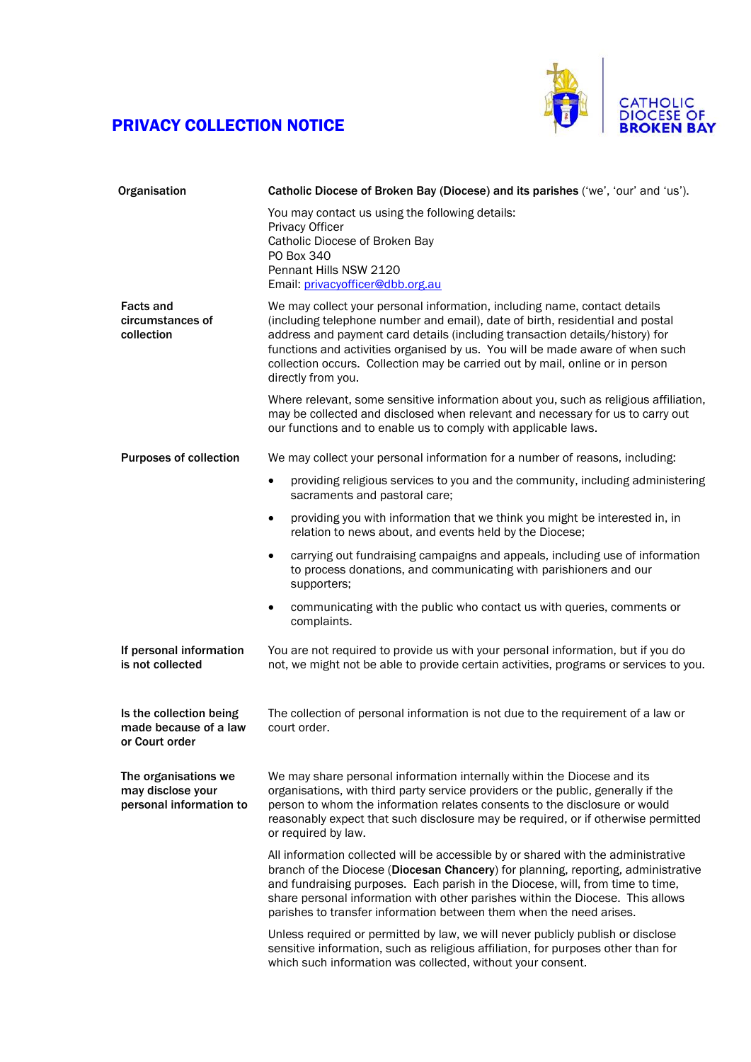# PRIVACY COLLECTION NOTICE

CATHOLIC DIOCESE OF BROKEN BAY

| | |
|---|---|
| **Organisation** | **Catholic Diocese of Broken Bay (Diocese) and its parishes** ('we', 'our' and 'us').<br><br>You may contact us using the following details:<br>Privacy Officer<br>Catholic Diocese of Broken Bay<br>PO Box 340<br>Pennant Hills NSW 2120<br>Email: privacyofficer@dbb.org.au |
| **Facts and circumstances of collection** | We may collect your personal information, including name, contact details (including telephone number and email), date of birth, residential and postal address and payment card details (including transaction details/history) for functions and activities organised by us. You will be made aware of when such collection occurs. Collection may be carried out by mail, online or in person directly from you.<br><br>Where relevant, some sensitive information about you, such as religious affiliation, may be collected and disclosed when relevant and necessary for us to carry out our functions and to enable us to comply with applicable laws. |
| **Purposes of collection** | We may collect your personal information for a number of reasons, including:<br>• providing religious services to you and the community, including administering sacraments and pastoral care;<br>• providing you with information that we think you might be interested in, in relation to news about, and events held by the Diocese;<br>• carrying out fundraising campaigns and appeals, including use of information to process donations, and communicating with parishioners and our supporters;<br>• communicating with the public who contact us with queries, comments or complaints. |
| **If personal information is not collected** | You are not required to provide us with your personal information, but if you do not, we might not be able to provide certain activities, programs or services to you. |
| **Is the collection being made because of a law or Court order** | The collection of personal information is not due to the requirement of a law or court order. |
| **The organisations we may disclose your personal information to** | We may share personal information internally within the Diocese and its organisations, with third party service providers or the public, generally if the person to whom the information relates consents to the disclosure or would reasonably expect that such disclosure may be required, or if otherwise permitted or required by law.<br><br>All information collected will be accessible by or shared with the administrative branch of the Diocese (**Diocesan Chancery**) for planning, reporting, administrative and fundraising purposes. Each parish in the Diocese, will, from time to time, share personal information with other parishes within the Diocese. This allows parishes to transfer information between them when the need arises.<br><br>Unless required or permitted by law, we will never publicly publish or disclose sensitive information, such as religious affiliation, for purposes other than for which such information was collected, without your consent. |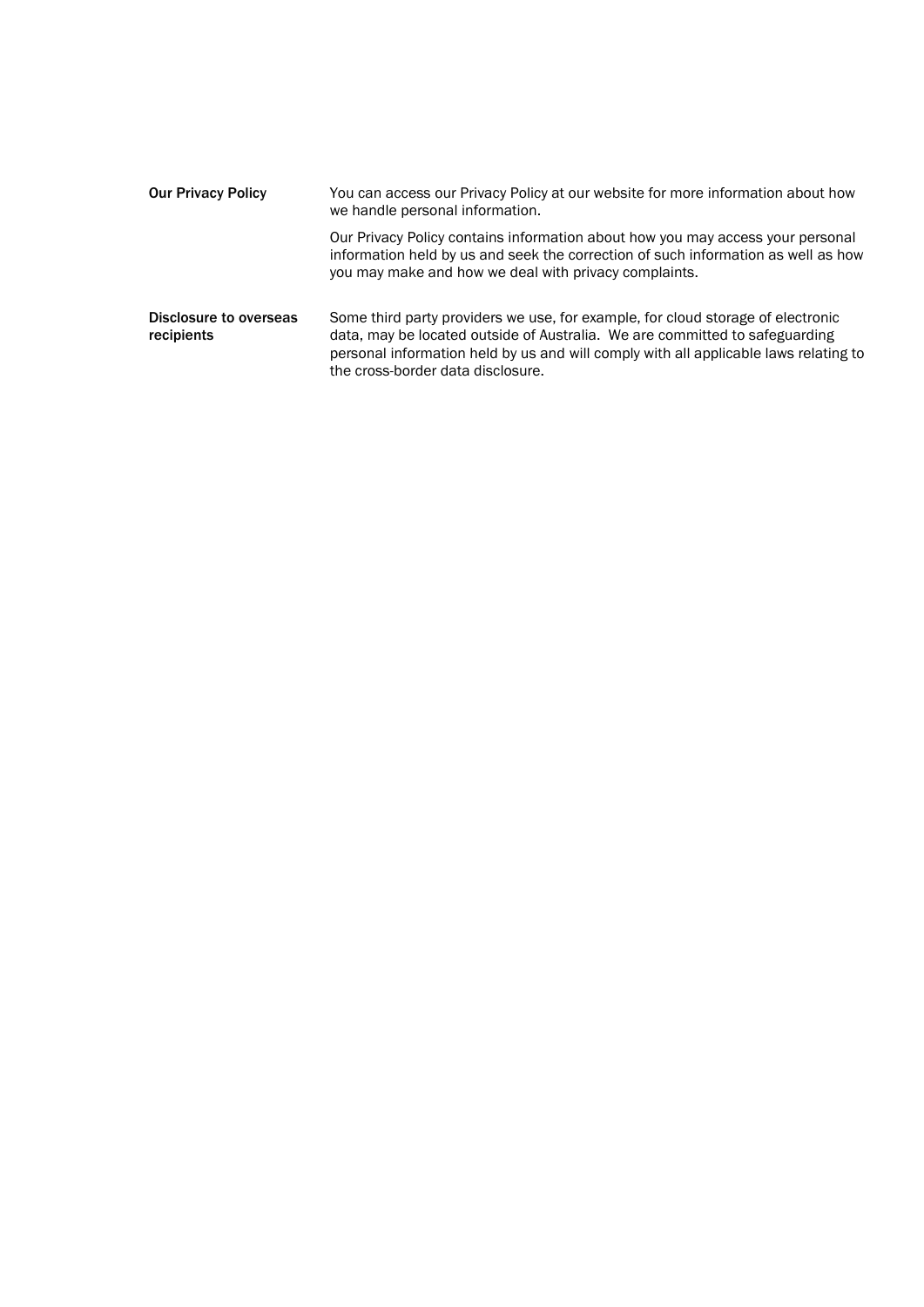**Our Privacy Policy**

You can access our Privacy Policy at our website for more information about how we handle personal information.

Our Privacy Policy contains information about how you may access your personal information held by us and seek the correction of such information as well as how you may make and how we deal with privacy complaints.

**Disclosure to overseas recipients**

Some third party providers we use, for example, for cloud storage of electronic data, may be located outside of Australia. We are committed to safeguarding personal information held by us and will comply with all applicable laws relating to the cross-border data disclosure.